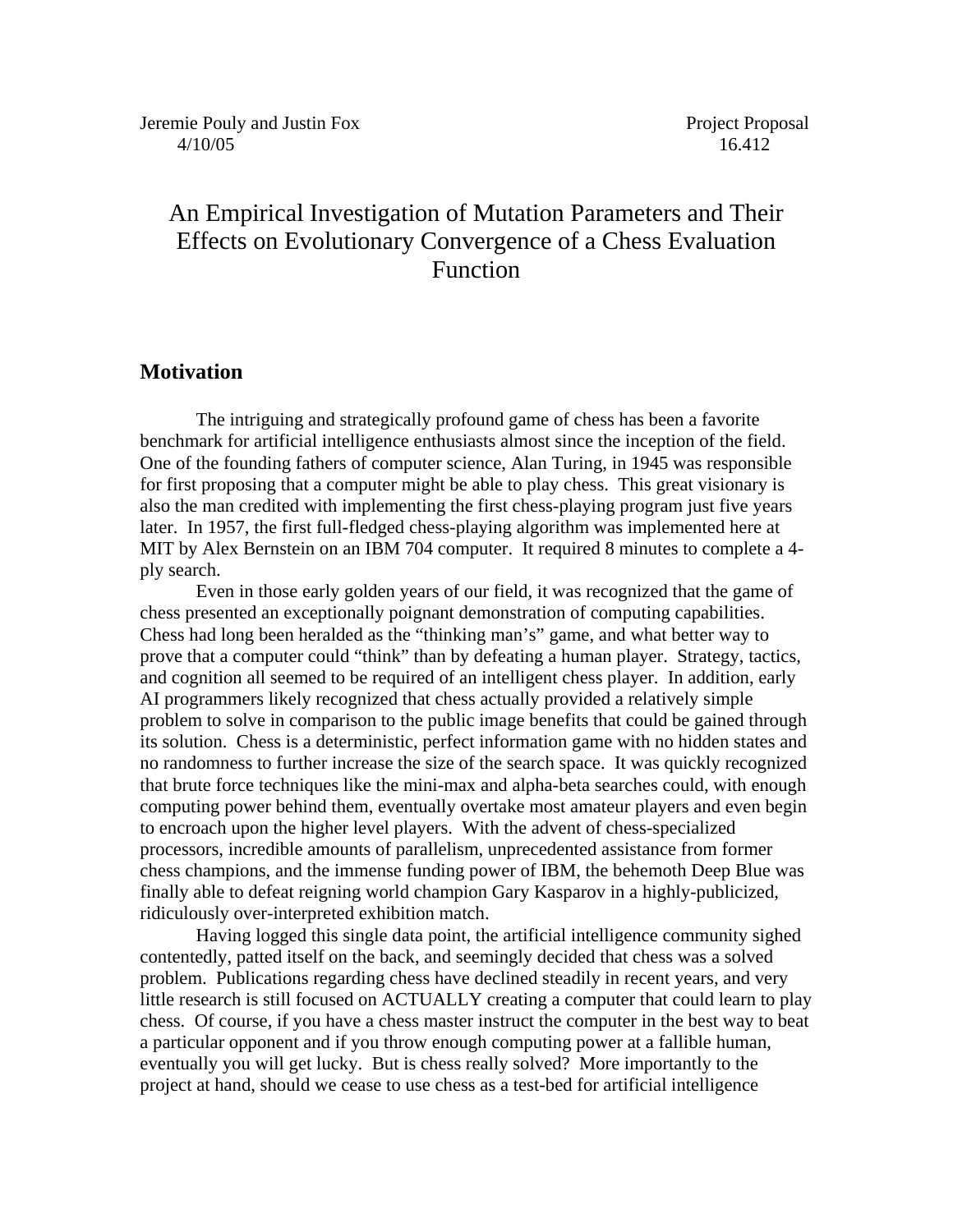Jeremie Pouly and Justin Fox
4/10/05

Project Proposal
16.412

# An Empirical Investigation of Mutation Parameters and Their Effects on Evolutionary Convergence of a Chess Evaluation Function

## Motivation

The intriguing and strategically profound game of chess has been a favorite benchmark for artificial intelligence enthusiasts almost since the inception of the field. One of the founding fathers of computer science, Alan Turing, in 1945 was responsible for first proposing that a computer might be able to play chess. This great visionary is also the man credited with implementing the first chess-playing program just five years later. In 1957, the first full-fledged chess-playing algorithm was implemented here at MIT by Alex Bernstein on an IBM 704 computer. It required 8 minutes to complete a 4-ply search.

Even in those early golden years of our field, it was recognized that the game of chess presented an exceptionally poignant demonstration of computing capabilities. Chess had long been heralded as the "thinking man's" game, and what better way to prove that a computer could "think" than by defeating a human player. Strategy, tactics, and cognition all seemed to be required of an intelligent chess player. In addition, early AI programmers likely recognized that chess actually provided a relatively simple problem to solve in comparison to the public image benefits that could be gained through its solution. Chess is a deterministic, perfect information game with no hidden states and no randomness to further increase the size of the search space. It was quickly recognized that brute force techniques like the mini-max and alpha-beta searches could, with enough computing power behind them, eventually overtake most amateur players and even begin to encroach upon the higher level players. With the advent of chess-specialized processors, incredible amounts of parallelism, unprecedented assistance from former chess champions, and the immense funding power of IBM, the behemoth Deep Blue was finally able to defeat reigning world champion Gary Kasparov in a highly-publicized, ridiculously over-interpreted exhibition match.

Having logged this single data point, the artificial intelligence community sighed contentedly, patted itself on the back, and seemingly decided that chess was a solved problem. Publications regarding chess have declined steadily in recent years, and very little research is still focused on ACTUALLY creating a computer that could learn to play chess. Of course, if you have a chess master instruct the computer in the best way to beat a particular opponent and if you throw enough computing power at a fallible human, eventually you will get lucky. But is chess really solved? More importantly to the project at hand, should we cease to use chess as a test-bed for artificial intelligence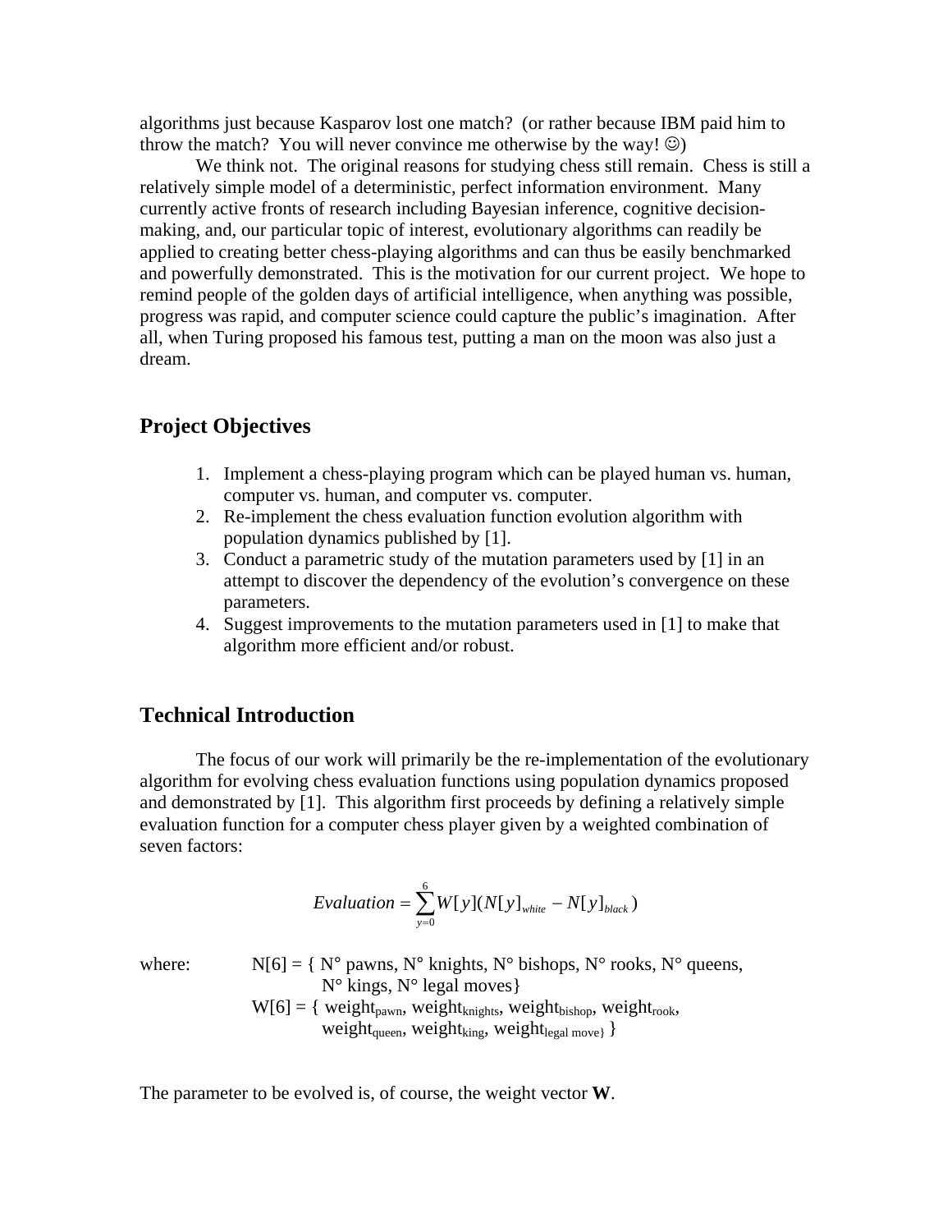algorithms just because Kasparov lost one match? (or rather because IBM paid him to throw the match? You will never convince me otherwise by the way! ☺)

We think not. The original reasons for studying chess still remain. Chess is still a relatively simple model of a deterministic, perfect information environment. Many currently active fronts of research including Bayesian inference, cognitive decision-making, and, our particular topic of interest, evolutionary algorithms can readily be applied to creating better chess-playing algorithms and can thus be easily benchmarked and powerfully demonstrated. This is the motivation for our current project. We hope to remind people of the golden days of artificial intelligence, when anything was possible, progress was rapid, and computer science could capture the public's imagination. After all, when Turing proposed his famous test, putting a man on the moon was also just a dream.

## Project Objectives

1. Implement a chess-playing program which can be played human vs. human, computer vs. human, and computer vs. computer.
2. Re-implement the chess evaluation function evolution algorithm with population dynamics published by [1].
3. Conduct a parametric study of the mutation parameters used by [1] in an attempt to discover the dependency of the evolution's convergence on these parameters.
4. Suggest improvements to the mutation parameters used in [1] to make that algorithm more efficient and/or robust.

## Technical Introduction

The focus of our work will primarily be the re-implementation of the evolutionary algorithm for evolving chess evaluation functions using population dynamics proposed and demonstrated by [1]. This algorithm first proceeds by defining a relatively simple evaluation function for a computer chess player given by a weighted combination of seven factors:

$$Evaluation = \sum_{y=0}^{6} W[y](N[y]_{white} - N[y]_{black})$$

where: N[6] = { N° pawns, N° knights, N° bishops, N° rooks, N° queens, N° kings, N° legal moves}

W[6] = { $weight_{pawn}$, $weight_{knights}$, $weight_{bishop}$, $weight_{rook}$, $weight_{queen}$, $weight_{king}$, $weight_{legal\ move\}}$ }

The parameter to be evolved is, of course, the weight vector **W**.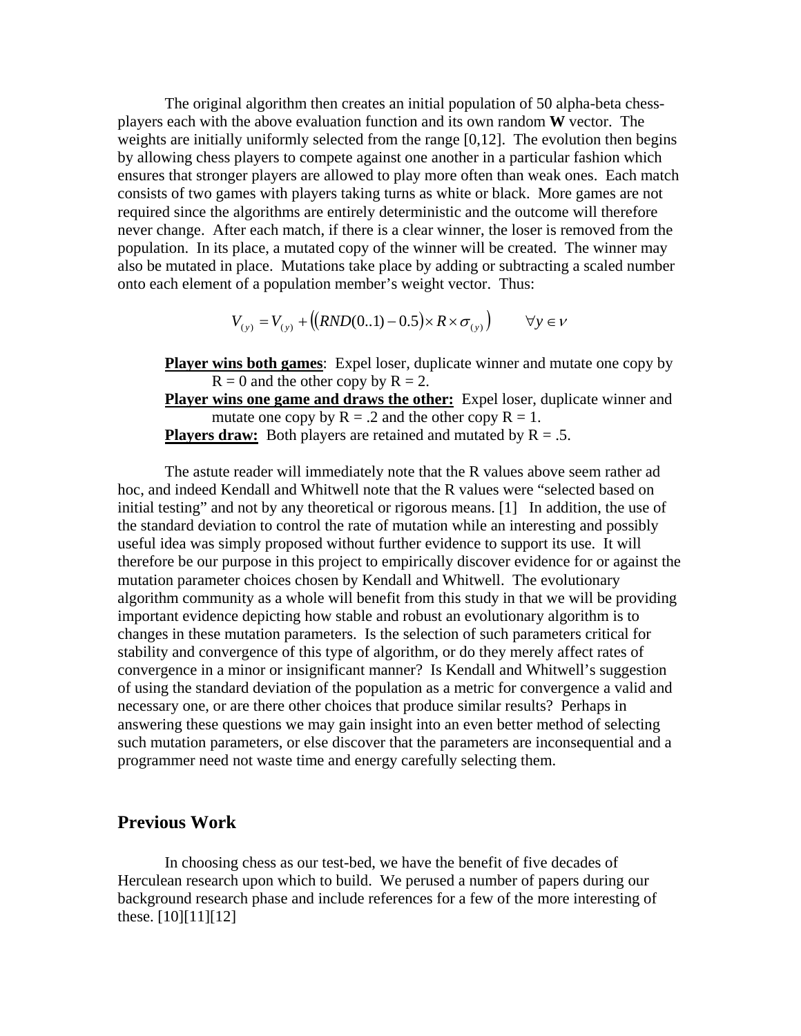The original algorithm then creates an initial population of 50 alpha-beta chess-players each with the above evaluation function and its own random **W** vector. The weights are initially uniformly selected from the range [0,12]. The evolution then begins by allowing chess players to compete against one another in a particular fashion which ensures that stronger players are allowed to play more often than weak ones. Each match consists of two games with players taking turns as white or black. More games are not required since the algorithms are entirely deterministic and the outcome will therefore never change. After each match, if there is a clear winner, the loser is removed from the population. In its place, a mutated copy of the winner will be created. The winner may also be mutated in place. Mutations take place by adding or subtracting a scaled number onto each element of a population member's weight vector. Thus:

$$V_{(y)} = V_{(y)} + \left( (RND(0..1) - 0.5) \times R \times \sigma_{(y)} \right) \qquad \forall y \in \nu$$

**Player wins both games**: Expel loser, duplicate winner and mutate one copy by $R = 0$ and the other copy by $R = 2$.
**Player wins one game and draws the other:** Expel loser, duplicate winner and mutate one copy by $R = .2$ and the other copy $R = 1$.
**Players draw:** Both players are retained and mutated by $R = .5$.

The astute reader will immediately note that the R values above seem rather ad hoc, and indeed Kendall and Whitwell note that the R values were "selected based on initial testing" and not by any theoretical or rigorous means. [1] In addition, the use of the standard deviation to control the rate of mutation while an interesting and possibly useful idea was simply proposed without further evidence to support its use. It will therefore be our purpose in this project to empirically discover evidence for or against the mutation parameter choices chosen by Kendall and Whitwell. The evolutionary algorithm community as a whole will benefit from this study in that we will be providing important evidence depicting how stable and robust an evolutionary algorithm is to changes in these mutation parameters. Is the selection of such parameters critical for stability and convergence of this type of algorithm, or do they merely affect rates of convergence in a minor or insignificant manner? Is Kendall and Whitwell's suggestion of using the standard deviation of the population as a metric for convergence a valid and necessary one, or are there other choices that produce similar results? Perhaps in answering these questions we may gain insight into an even better method of selecting such mutation parameters, or else discover that the parameters are inconsequential and a programmer need not waste time and energy carefully selecting them.

## Previous Work

In choosing chess as our test-bed, we have the benefit of five decades of Herculean research upon which to build. We perused a number of papers during our background research phase and include references for a few of the more interesting of these. [10][11][12]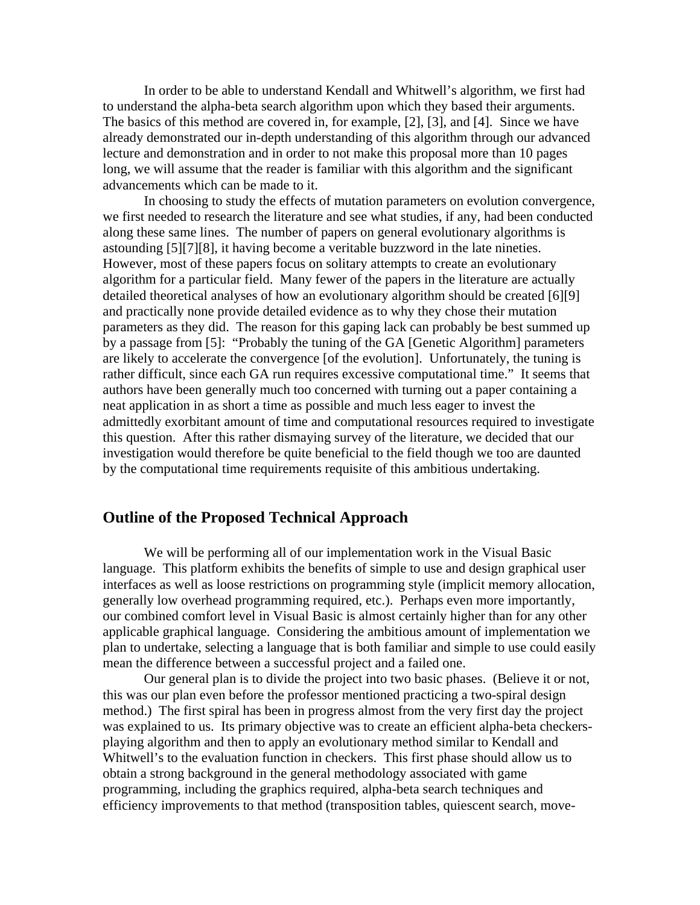In order to be able to understand Kendall and Whitwell's algorithm, we first had to understand the alpha-beta search algorithm upon which they based their arguments. The basics of this method are covered in, for example, [2], [3], and [4]. Since we have already demonstrated our in-depth understanding of this algorithm through our advanced lecture and demonstration and in order to not make this proposal more than 10 pages long, we will assume that the reader is familiar with this algorithm and the significant advancements which can be made to it.

In choosing to study the effects of mutation parameters on evolution convergence, we first needed to research the literature and see what studies, if any, had been conducted along these same lines. The number of papers on general evolutionary algorithms is astounding [5][7][8], it having become a veritable buzzword in the late nineties. However, most of these papers focus on solitary attempts to create an evolutionary algorithm for a particular field. Many fewer of the papers in the literature are actually detailed theoretical analyses of how an evolutionary algorithm should be created [6][9] and practically none provide detailed evidence as to why they chose their mutation parameters as they did. The reason for this gaping lack can probably be best summed up by a passage from [5]: "Probably the tuning of the GA [Genetic Algorithm] parameters are likely to accelerate the convergence [of the evolution]. Unfortunately, the tuning is rather difficult, since each GA run requires excessive computational time." It seems that authors have been generally much too concerned with turning out a paper containing a neat application in as short a time as possible and much less eager to invest the admittedly exorbitant amount of time and computational resources required to investigate this question. After this rather dismaying survey of the literature, we decided that our investigation would therefore be quite beneficial to the field though we too are daunted by the computational time requirements requisite of this ambitious undertaking.

## Outline of the Proposed Technical Approach

We will be performing all of our implementation work in the Visual Basic language. This platform exhibits the benefits of simple to use and design graphical user interfaces as well as loose restrictions on programming style (implicit memory allocation, generally low overhead programming required, etc.). Perhaps even more importantly, our combined comfort level in Visual Basic is almost certainly higher than for any other applicable graphical language. Considering the ambitious amount of implementation we plan to undertake, selecting a language that is both familiar and simple to use could easily mean the difference between a successful project and a failed one.

Our general plan is to divide the project into two basic phases. (Believe it or not, this was our plan even before the professor mentioned practicing a two-spiral design method.) The first spiral has been in progress almost from the very first day the project was explained to us. Its primary objective was to create an efficient alpha-beta checkers-playing algorithm and then to apply an evolutionary method similar to Kendall and Whitwell's to the evaluation function in checkers. This first phase should allow us to obtain a strong background in the general methodology associated with game programming, including the graphics required, alpha-beta search techniques and efficiency improvements to that method (transposition tables, quiescent search, move-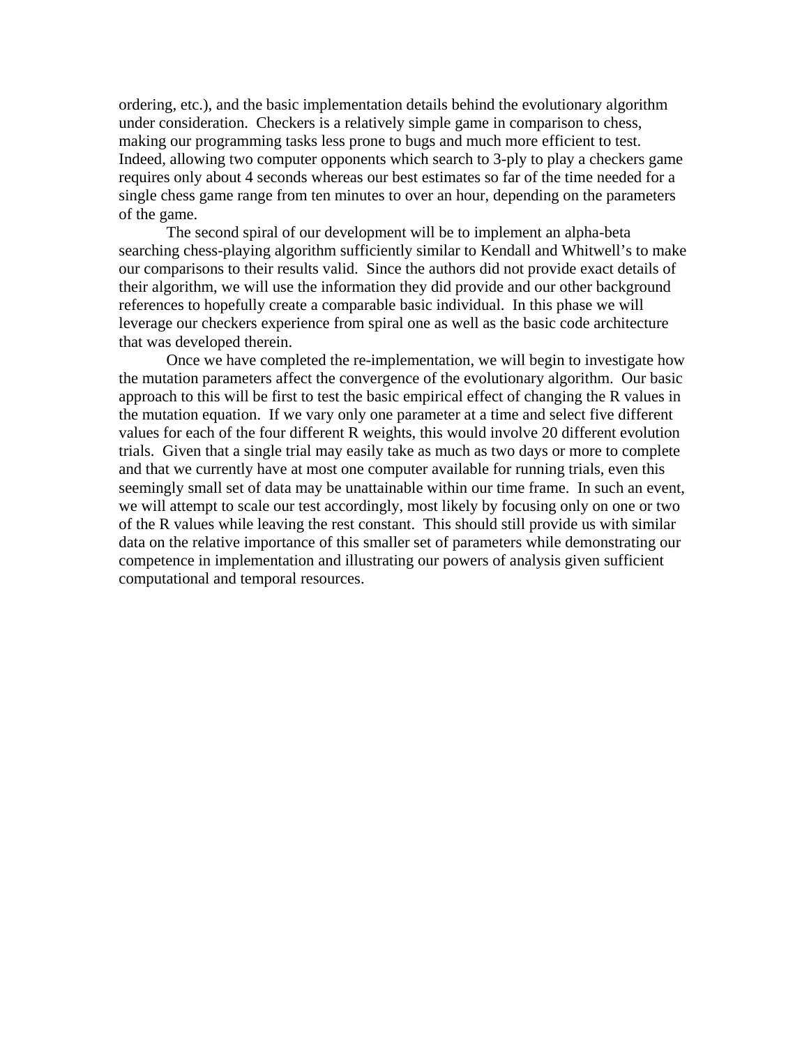ordering, etc.), and the basic implementation details behind the evolutionary algorithm under consideration. Checkers is a relatively simple game in comparison to chess, making our programming tasks less prone to bugs and much more efficient to test. Indeed, allowing two computer opponents which search to 3-ply to play a checkers game requires only about 4 seconds whereas our best estimates so far of the time needed for a single chess game range from ten minutes to over an hour, depending on the parameters of the game.

The second spiral of our development will be to implement an alpha-beta searching chess-playing algorithm sufficiently similar to Kendall and Whitwell's to make our comparisons to their results valid. Since the authors did not provide exact details of their algorithm, we will use the information they did provide and our other background references to hopefully create a comparable basic individual. In this phase we will leverage our checkers experience from spiral one as well as the basic code architecture that was developed therein.

Once we have completed the re-implementation, we will begin to investigate how the mutation parameters affect the convergence of the evolutionary algorithm. Our basic approach to this will be first to test the basic empirical effect of changing the R values in the mutation equation. If we vary only one parameter at a time and select five different values for each of the four different R weights, this would involve 20 different evolution trials. Given that a single trial may easily take as much as two days or more to complete and that we currently have at most one computer available for running trials, even this seemingly small set of data may be unattainable within our time frame. In such an event, we will attempt to scale our test accordingly, most likely by focusing only on one or two of the R values while leaving the rest constant. This should still provide us with similar data on the relative importance of this smaller set of parameters while demonstrating our competence in implementation and illustrating our powers of analysis given sufficient computational and temporal resources.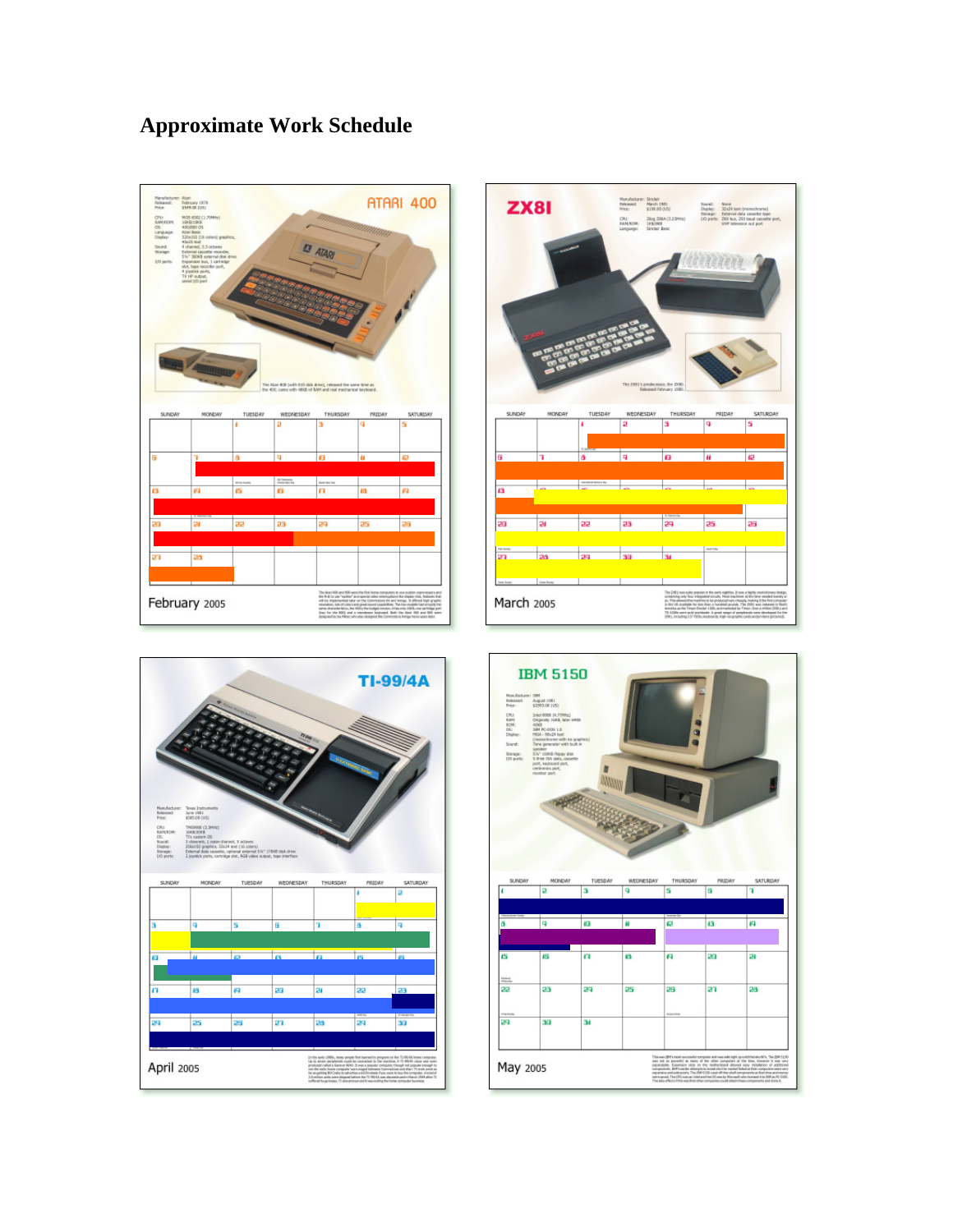# Approximate Work Schedule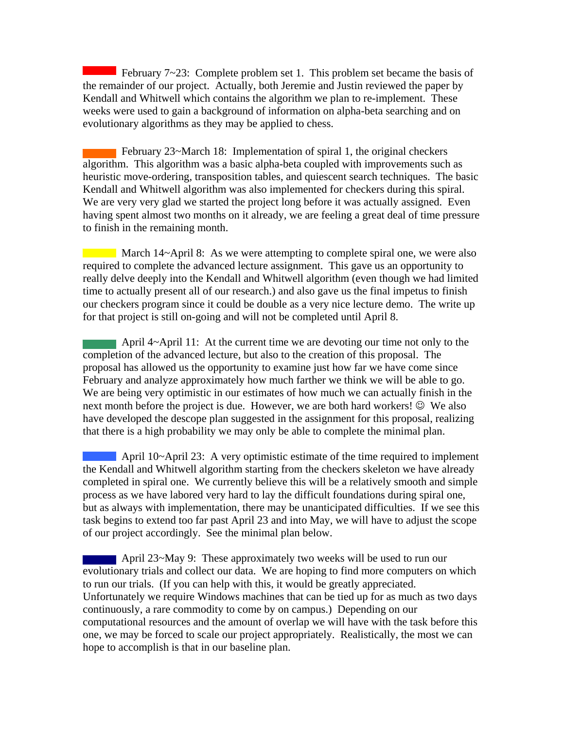February 7~23: Complete problem set 1. This problem set became the basis of the remainder of our project. Actually, both Jeremie and Justin reviewed the paper by Kendall and Whitwell which contains the algorithm we plan to re-implement. These weeks were used to gain a background of information on alpha-beta searching and on evolutionary algorithms as they may be applied to chess.

February 23~March 18: Implementation of spiral 1, the original checkers algorithm. This algorithm was a basic alpha-beta coupled with improvements such as heuristic move-ordering, transposition tables, and quiescent search techniques. The basic Kendall and Whitwell algorithm was also implemented for checkers during this spiral. We are very very glad we started the project long before it was actually assigned. Even having spent almost two months on it already, we are feeling a great deal of time pressure to finish in the remaining month.

March 14~April 8: As we were attempting to complete spiral one, we were also required to complete the advanced lecture assignment. This gave us an opportunity to really delve deeply into the Kendall and Whitwell algorithm (even though we had limited time to actually present all of our research.) and also gave us the final impetus to finish our checkers program since it could be double as a very nice lecture demo. The write up for that project is still on-going and will not be completed until April 8.

April 4~April 11: At the current time we are devoting our time not only to the completion of the advanced lecture, but also to the creation of this proposal. The proposal has allowed us the opportunity to examine just how far we have come since February and analyze approximately how much farther we think we will be able to go. We are being very optimistic in our estimates of how much we can actually finish in the next month before the project is due. However, we are both hard workers! ☺ We also have developed the descope plan suggested in the assignment for this proposal, realizing that there is a high probability we may only be able to complete the minimal plan.

April 10~April 23: A very optimistic estimate of the time required to implement the Kendall and Whitwell algorithm starting from the checkers skeleton we have already completed in spiral one. We currently believe this will be a relatively smooth and simple process as we have labored very hard to lay the difficult foundations during spiral one, but as always with implementation, there may be unanticipated difficulties. If we see this task begins to extend too far past April 23 and into May, we will have to adjust the scope of our project accordingly. See the minimal plan below.

April 23~May 9: These approximately two weeks will be used to run our evolutionary trials and collect our data. We are hoping to find more computers on which to run our trials. (If you can help with this, it would be greatly appreciated. Unfortunately we require Windows machines that can be tied up for as much as two days continuously, a rare commodity to come by on campus.) Depending on our computational resources and the amount of overlap we will have with the task before this one, we may be forced to scale our project appropriately. Realistically, the most we can hope to accomplish is that in our baseline plan.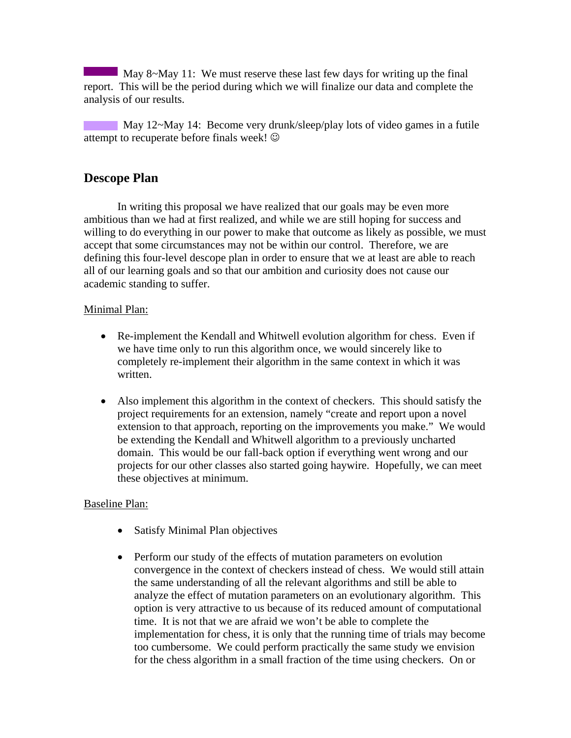May 8~May 11: We must reserve these last few days for writing up the final report. This will be the period during which we will finalize our data and complete the analysis of our results.

May 12~May 14: Become very drunk/sleep/play lots of video games in a futile attempt to recuperate before finals week! ☺

## Descope Plan

In writing this proposal we have realized that our goals may be even more ambitious than we had at first realized, and while we are still hoping for success and willing to do everything in our power to make that outcome as likely as possible, we must accept that some circumstances may not be within our control. Therefore, we are defining this four-level descope plan in order to ensure that we at least are able to reach all of our learning goals and so that our ambition and curiosity does not cause our academic standing to suffer.

Minimal Plan:

- Re-implement the Kendall and Whitwell evolution algorithm for chess. Even if we have time only to run this algorithm once, we would sincerely like to completely re-implement their algorithm in the same context in which it was written.
- Also implement this algorithm in the context of checkers. This should satisfy the project requirements for an extension, namely "create and report upon a novel extension to that approach, reporting on the improvements you make." We would be extending the Kendall and Whitwell algorithm to a previously uncharted domain. This would be our fall-back option if everything went wrong and our projects for our other classes also started going haywire. Hopefully, we can meet these objectives at minimum.

Baseline Plan:

- Satisfy Minimal Plan objectives
- Perform our study of the effects of mutation parameters on evolution convergence in the context of checkers instead of chess. We would still attain the same understanding of all the relevant algorithms and still be able to analyze the effect of mutation parameters on an evolutionary algorithm. This option is very attractive to us because of its reduced amount of computational time. It is not that we are afraid we won't be able to complete the implementation for chess, it is only that the running time of trials may become too cumbersome. We could perform practically the same study we envision for the chess algorithm in a small fraction of the time using checkers. On or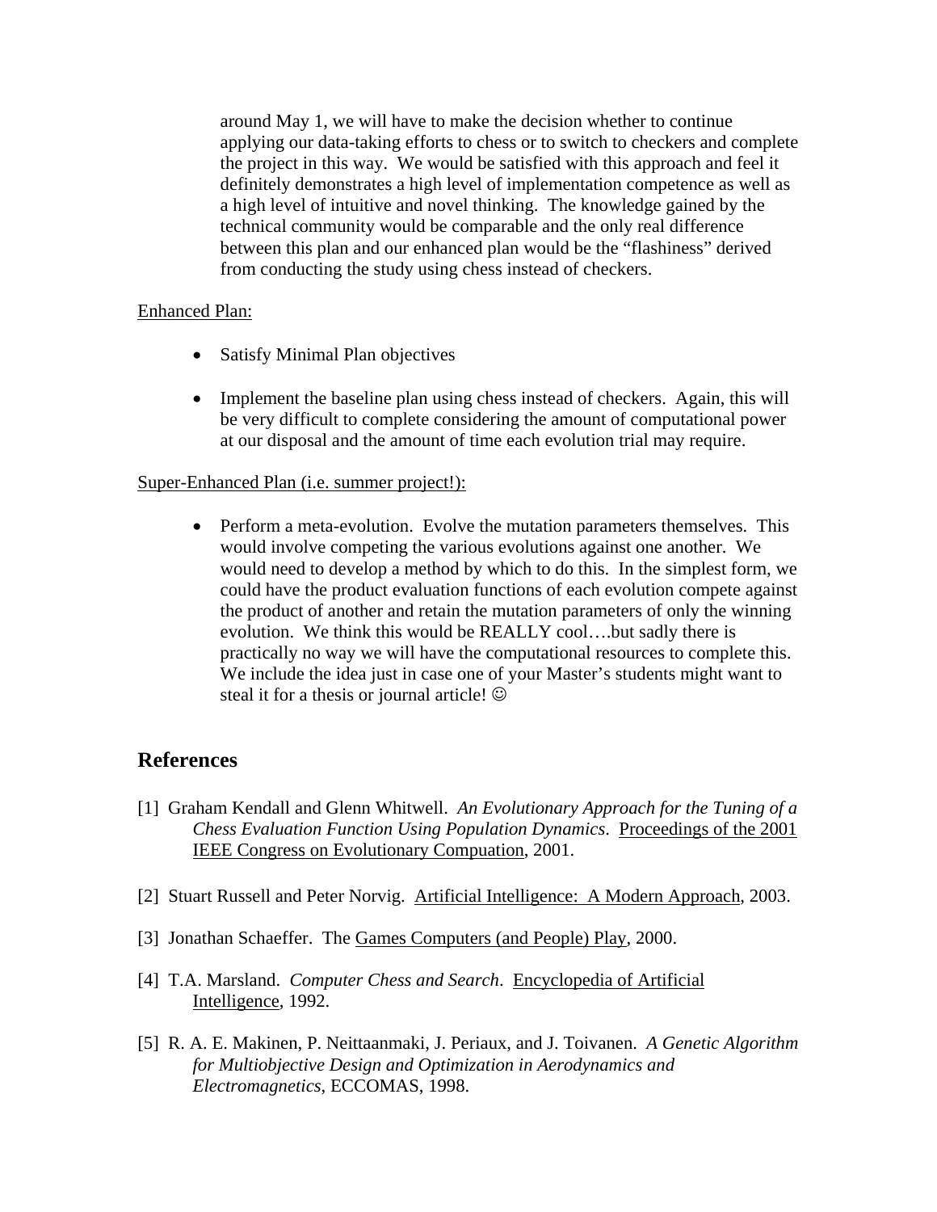around May 1, we will have to make the decision whether to continue applying our data-taking efforts to chess or to switch to checkers and complete the project in this way. We would be satisfied with this approach and feel it definitely demonstrates a high level of implementation competence as well as a high level of intuitive and novel thinking. The knowledge gained by the technical community would be comparable and the only real difference between this plan and our enhanced plan would be the "flashiness" derived from conducting the study using chess instead of checkers.

<u>Enhanced Plan:</u>

- Satisfy Minimal Plan objectives
- Implement the baseline plan using chess instead of checkers. Again, this will be very difficult to complete considering the amount of computational power at our disposal and the amount of time each evolution trial may require.

<u>Super-Enhanced Plan (i.e. summer project!):</u>

- Perform a meta-evolution. Evolve the mutation parameters themselves. This would involve competing the various evolutions against one another. We would need to develop a method by which to do this. In the simplest form, we could have the product evaluation functions of each evolution compete against the product of another and retain the mutation parameters of only the winning evolution. We think this would be REALLY cool….but sadly there is practically no way we will have the computational resources to complete this. We include the idea just in case one of your Master's students might want to steal it for a thesis or journal article! ☺

## References

[1] Graham Kendall and Glenn Whitwell. *An Evolutionary Approach for the Tuning of a Chess Evaluation Function Using Population Dynamics*. <u>Proceedings of the 2001 IEEE Congress on Evolutionary Compuation</u>, 2001.

[2] Stuart Russell and Peter Norvig. <u>Artificial Intelligence: A Modern Approach</u>, 2003.

[3] Jonathan Schaeffer. The <u>Games Computers (and People) Play</u>, 2000.

[4] T.A. Marsland. *Computer Chess and Search*. <u>Encyclopedia of Artificial Intelligence</u>, 1992.

[5] R. A. E. Makinen, P. Neittaanmaki, J. Periaux, and J. Toivanen. *A Genetic Algorithm for Multiobjective Design and Optimization in Aerodynamics and Electromagnetics*, ECCOMAS, 1998.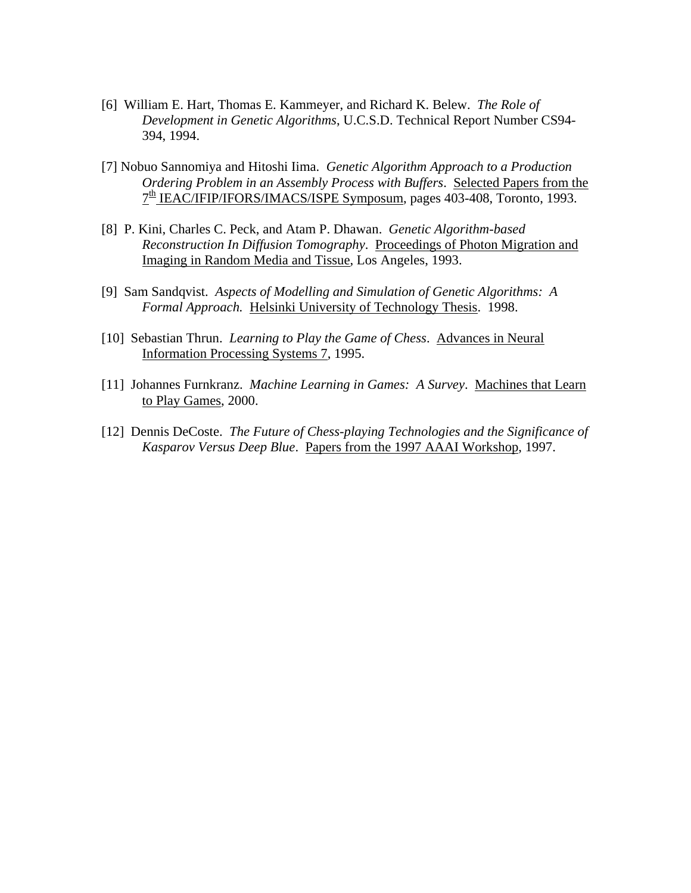[6] William E. Hart, Thomas E. Kammeyer, and Richard K. Belew. *The Role of Development in Genetic Algorithms*, U.C.S.D. Technical Report Number CS94-394, 1994.

[7] Nobuo Sannomiya and Hitoshi Iima. *Genetic Algorithm Approach to a Production Ordering Problem in an Assembly Process with Buffers*. Selected Papers from the 7th IEAC/IFIP/IFORS/IMACS/ISPE Symposum, pages 403-408, Toronto, 1993.

[8] P. Kini, Charles C. Peck, and Atam P. Dhawan. *Genetic Algorithm-based Reconstruction In Diffusion Tomography*. Proceedings of Photon Migration and Imaging in Random Media and Tissue, Los Angeles, 1993.

[9] Sam Sandqvist. *Aspects of Modelling and Simulation of Genetic Algorithms: A Formal Approach.* Helsinki University of Technology Thesis. 1998.

[10] Sebastian Thrun. *Learning to Play the Game of Chess*. Advances in Neural Information Processing Systems 7, 1995.

[11] Johannes Furnkranz. *Machine Learning in Games: A Survey*. Machines that Learn to Play Games, 2000.

[12] Dennis DeCoste. *The Future of Chess-playing Technologies and the Significance of Kasparov Versus Deep Blue*. Papers from the 1997 AAAI Workshop, 1997.